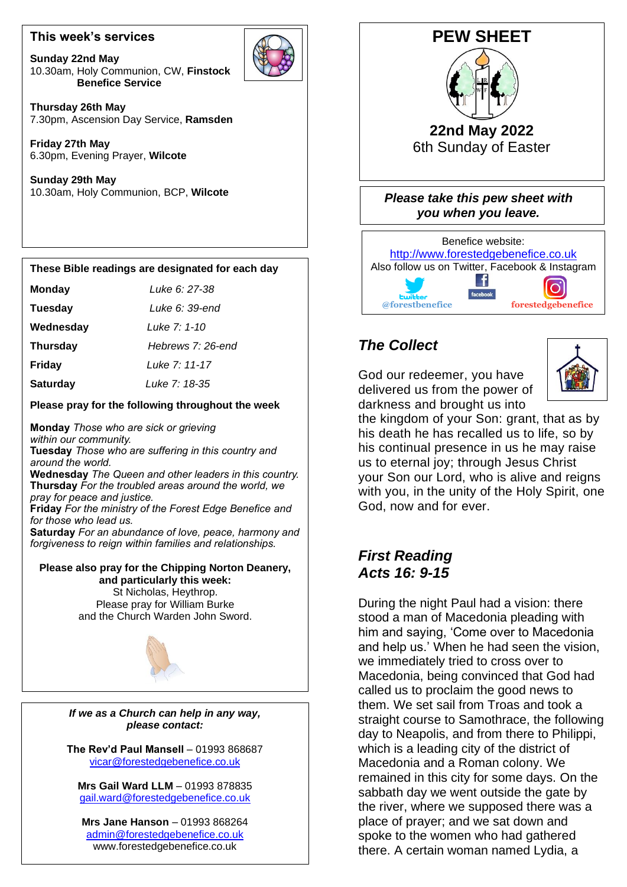## This week's services

**Sunday 22nd May**
10.30am, Holy Communion, CW, **Finstock Benefice Service**

**Thursday 26th May**
7.30pm, Ascension Day Service, **Ramsden**

**Friday 27th May**
6.30pm, Evening Prayer, **Wilcote**

**Sunday 29th May**
10.30am, Holy Communion, BCP, **Wilcote**

## These Bible readings are designated for each day

| | |
|---|---|
| **Monday** | *Luke 6: 27-38* |
| **Tuesday** | *Luke 6: 39-end* |
| **Wednesday** | *Luke 7: 1-10* |
| **Thursday** | *Hebrews 7: 26-end* |
| **Friday** | *Luke 7: 11-17* |
| **Saturday** | *Luke 7: 18-35* |

**Please pray for the following throughout the week**

**Monday** *Those who are sick or grieving within our community.*
**Tuesday** *Those who are suffering in this country and around the world.*
**Wednesday** *The Queen and other leaders in this country.*
**Thursday** *For the troubled areas around the world, we pray for peace and justice.*
**Friday** *For the ministry of the Forest Edge Benefice and for those who lead us.*
**Saturday** *For an abundance of love, peace, harmony and forgiveness to reign within families and relationships.*

**Please also pray for the Chipping Norton Deanery, and particularly this week:**
St Nicholas, Heythrop.
Please pray for William Burke
and the Church Warden John Sword.

***If we as a Church can help in any way, please contact:***

**The Rev'd Paul Mansell** – 01993 868687
vicar@forestedgebenefice.co.uk

**Mrs Gail Ward LLM** – 01993 878835
gail.ward@forestedgebenefice.co.uk

**Mrs Jane Hanson** – 01993 868264
admin@forestedgebenefice.co.uk
www.forestedgebenefice.co.uk

# PEW SHEET

**22nd May 2022**
6th Sunday of Easter

***Please take this pew sheet with you when you leave.***

Benefice website:
http://www.forestedgebenefice.co.uk
Also follow us on Twitter, Facebook & Instagram
@forestbenefice forestedgebenefice

## *The Collect*

God our redeemer, you have delivered us from the power of darkness and brought us into the kingdom of your Son: grant, that as by his death he has recalled us to life, so by his continual presence in us he may raise us to eternal joy; through Jesus Christ your Son our Lord, who is alive and reigns with you, in the unity of the Holy Spirit, one God, now and for ever.

## *First Reading Acts 16: 9-15*

During the night Paul had a vision: there stood a man of Macedonia pleading with him and saying, 'Come over to Macedonia and help us.' When he had seen the vision, we immediately tried to cross over to Macedonia, being convinced that God had called us to proclaim the good news to them. We set sail from Troas and took a straight course to Samothrace, the following day to Neapolis, and from there to Philippi, which is a leading city of the district of Macedonia and a Roman colony. We remained in this city for some days. On the sabbath day we went outside the gate by the river, where we supposed there was a place of prayer; and we sat down and spoke to the women who had gathered there. A certain woman named Lydia, a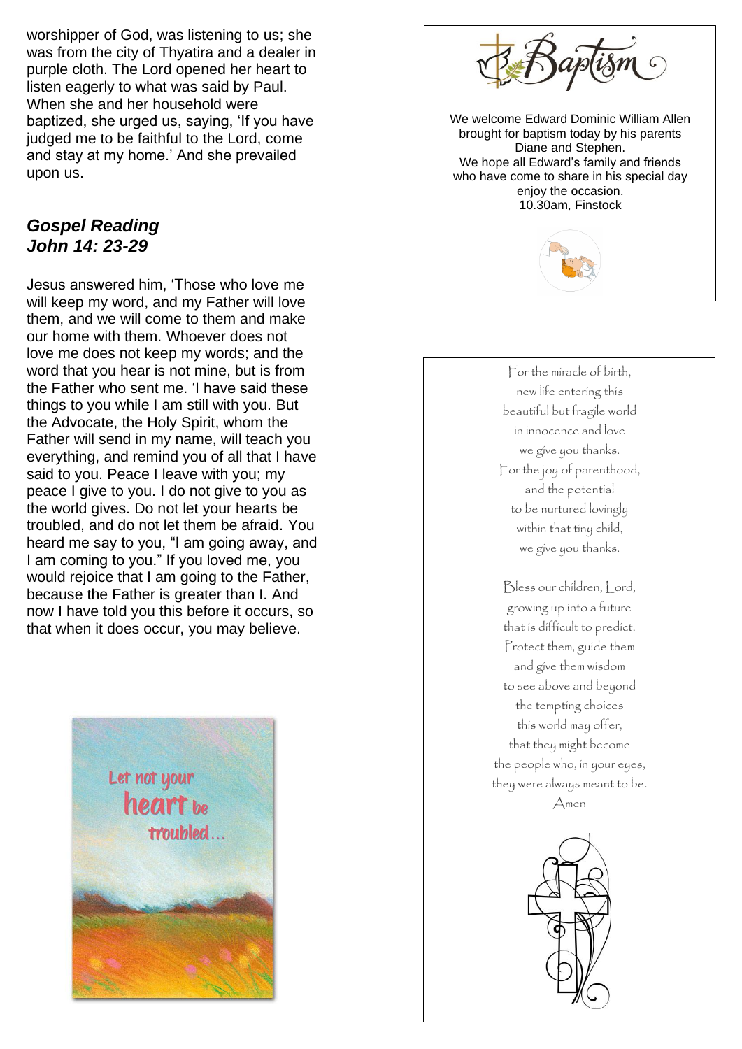worshipper of God, was listening to us; she was from the city of Thyatira and a dealer in purple cloth. The Lord opened her heart to listen eagerly to what was said by Paul. When she and her household were baptized, she urged us, saying, 'If you have judged me to be faithful to the Lord, come and stay at my home.' And she prevailed upon us.

## *Gospel Reading John 14: 23-29*

Jesus answered him, 'Those who love me will keep my word, and my Father will love them, and we will come to them and make our home with them. Whoever does not love me does not keep my words; and the word that you hear is not mine, but is from the Father who sent me. 'I have said these things to you while I am still with you. But the Advocate, the Holy Spirit, whom the Father will send in my name, will teach you everything, and remind you of all that I have said to you. Peace I leave with you; my peace I give to you. I do not give to you as the world gives. Do not let your hearts be troubled, and do not let them be afraid. You heard me say to you, "I am going away, and I am coming to you." If you loved me, you would rejoice that I am going to the Father, because the Father is greater than I. And now I have told you this before it occurs, so that when it does occur, you may believe.

Let not your heart be troubled…

## Baptism

We welcome Edward Dominic William Allen brought for baptism today by his parents Diane and Stephen.
We hope all Edward's family and friends who have come to share in his special day enjoy the occasion.
10.30am, Finstock

For the miracle of birth,
new life entering this
beautiful but fragile world
in innocence and love
we give you thanks.
For the joy of parenthood,
and the potential
to be nurtured lovingly
within that tiny child,
we give you thanks.

Bless our children, Lord,
growing up into a future
that is difficult to predict.
Protect them, guide them
and give them wisdom
to see above and beyond
the tempting choices
this world may offer,
that they might become
the people who, in your eyes,
they were always meant to be.
Amen